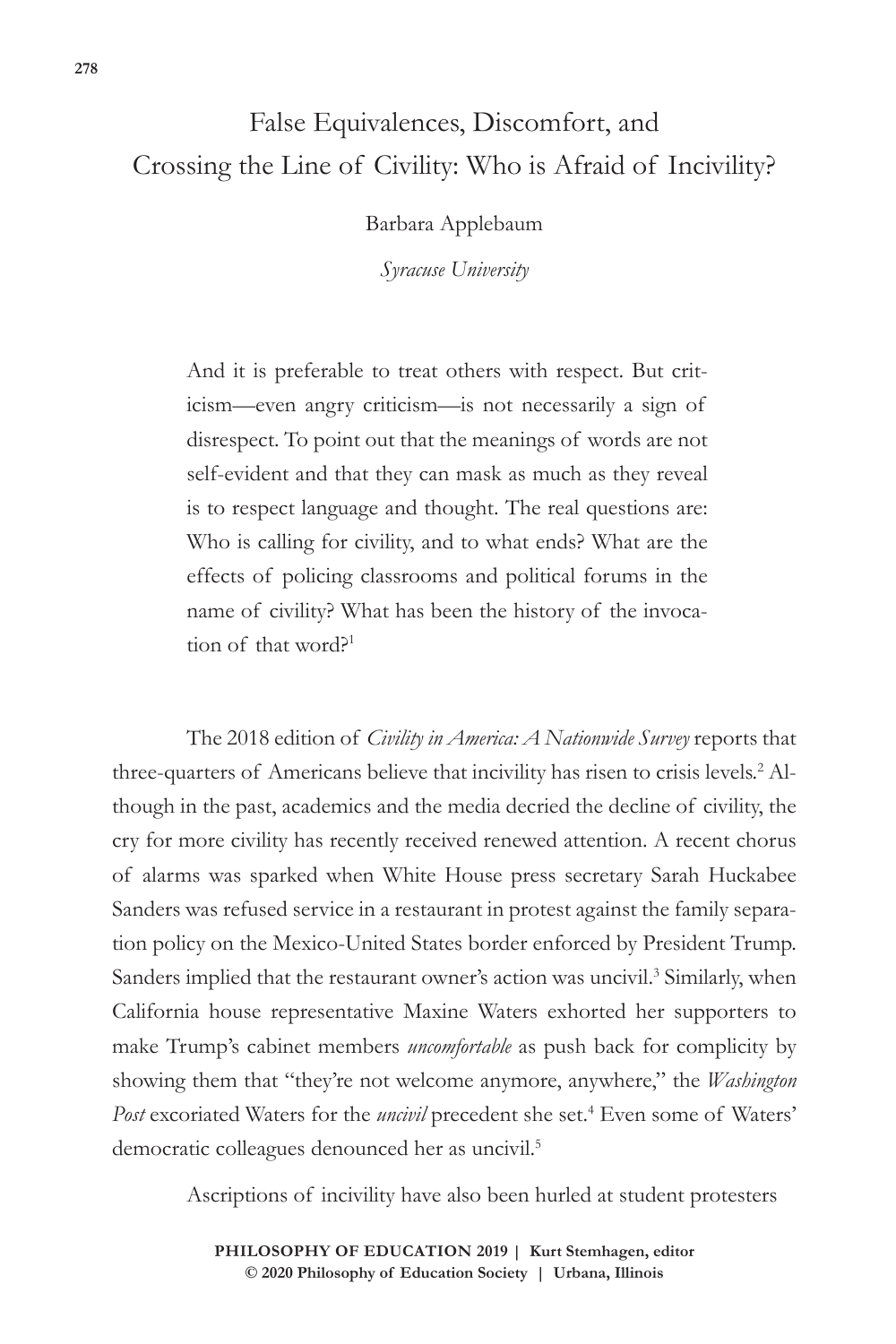# False Equivalences, Discomfort, and Crossing the Line of Civility: Who is Afraid of Incivility?

Barbara Applebaum

*Syracuse University*

> And it is preferable to treat others with respect. But criticism—even angry criticism—is not necessarily a sign of disrespect. To point out that the meanings of words are not self-evident and that they can mask as much as they reveal is to respect language and thought. The real questions are: Who is calling for civility, and to what ends? What are the effects of policing classrooms and political forums in the name of civility? What has been the history of the invocation of that word?[1]

The 2018 edition of *Civility in America: A Nationwide Survey* reports that three-quarters of Americans believe that incivility has risen to crisis levels.[2] Although in the past, academics and the media decried the decline of civility, the cry for more civility has recently received renewed attention. A recent chorus of alarms was sparked when White House press secretary Sarah Huckabee Sanders was refused service in a restaurant in protest against the family separation policy on the Mexico-United States border enforced by President Trump. Sanders implied that the restaurant owner's action was uncivil.[3] Similarly, when California house representative Maxine Waters exhorted her supporters to make Trump's cabinet members *uncomfortable* as push back for complicity by showing them that "they're not welcome anymore, anywhere," the *Washington Post* excoriated Waters for the *uncivil* precedent she set.[4] Even some of Waters' democratic colleagues denounced her as uncivil.[5]

Ascriptions of incivility have also been hurled at student protesters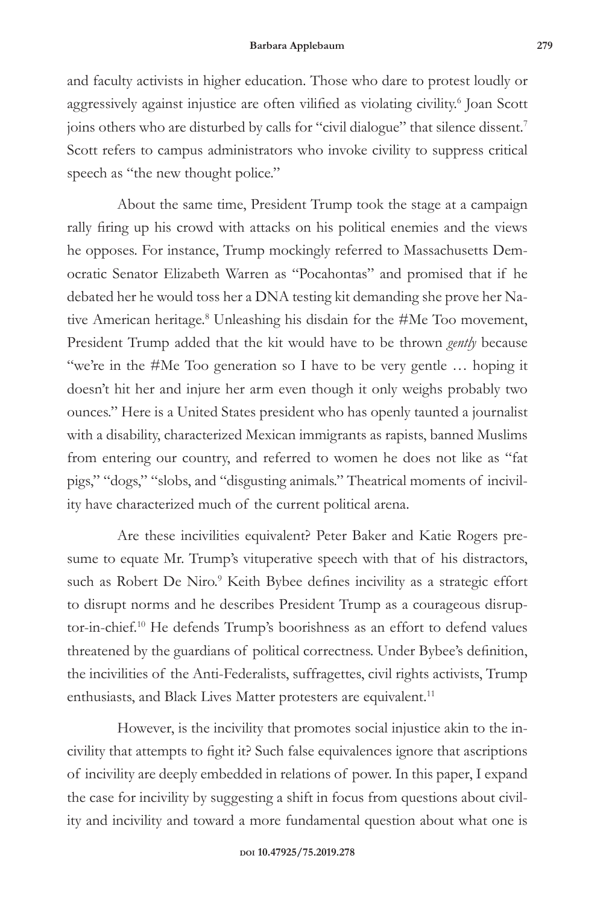and faculty activists in higher education. Those who dare to protest loudly or aggressively against injustice are often vilified as violating civility.[6] Joan Scott joins others who are disturbed by calls for "civil dialogue" that silence dissent.[7] Scott refers to campus administrators who invoke civility to suppress critical speech as "the new thought police."

About the same time, President Trump took the stage at a campaign rally firing up his crowd with attacks on his political enemies and the views he opposes. For instance, Trump mockingly referred to Massachusetts Democratic Senator Elizabeth Warren as "Pocahontas" and promised that if he debated her he would toss her a DNA testing kit demanding she prove her Native American heritage.[8] Unleashing his disdain for the #Me Too movement, President Trump added that the kit would have to be thrown *gently* because "we're in the #Me Too generation so I have to be very gentle … hoping it doesn't hit her and injure her arm even though it only weighs probably two ounces." Here is a United States president who has openly taunted a journalist with a disability, characterized Mexican immigrants as rapists, banned Muslims from entering our country, and referred to women he does not like as "fat pigs," "dogs," "slobs, and "disgusting animals." Theatrical moments of incivility have characterized much of the current political arena.

Are these incivilities equivalent? Peter Baker and Katie Rogers presume to equate Mr. Trump's vituperative speech with that of his distractors, such as Robert De Niro.[9] Keith Bybee defines incivility as a strategic effort to disrupt norms and he describes President Trump as a courageous disruptor-in-chief.[10] He defends Trump's boorishness as an effort to defend values threatened by the guardians of political correctness. Under Bybee's definition, the incivilities of the Anti-Federalists, suffragettes, civil rights activists, Trump enthusiasts, and Black Lives Matter protesters are equivalent.[11]

However, is the incivility that promotes social injustice akin to the incivility that attempts to fight it? Such false equivalences ignore that ascriptions of incivility are deeply embedded in relations of power. In this paper, I expand the case for incivility by suggesting a shift in focus from questions about civility and incivility and toward a more fundamental question about what one is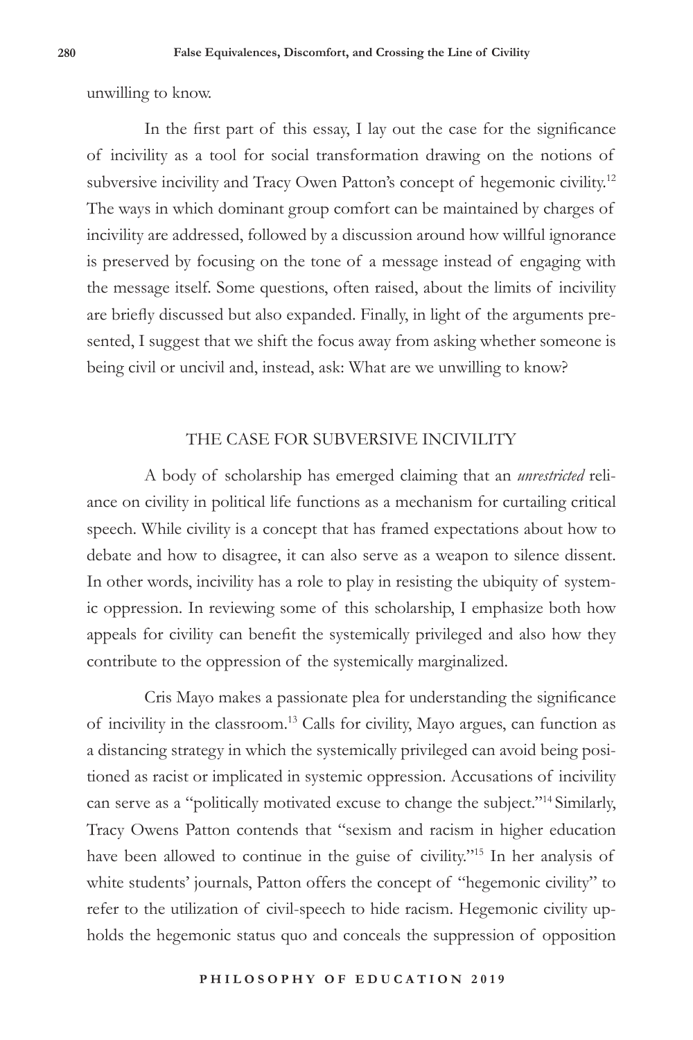unwilling to know.

In the first part of this essay, I lay out the case for the significance of incivility as a tool for social transformation drawing on the notions of subversive incivility and Tracy Owen Patton's concept of hegemonic civility.[12] The ways in which dominant group comfort can be maintained by charges of incivility are addressed, followed by a discussion around how willful ignorance is preserved by focusing on the tone of a message instead of engaging with the message itself. Some questions, often raised, about the limits of incivility are briefly discussed but also expanded. Finally, in light of the arguments presented, I suggest that we shift the focus away from asking whether someone is being civil or uncivil and, instead, ask: What are we unwilling to know?

## THE CASE FOR SUBVERSIVE INCIVILITY

A body of scholarship has emerged claiming that an *unrestricted* reliance on civility in political life functions as a mechanism for curtailing critical speech. While civility is a concept that has framed expectations about how to debate and how to disagree, it can also serve as a weapon to silence dissent. In other words, incivility has a role to play in resisting the ubiquity of systemic oppression. In reviewing some of this scholarship, I emphasize both how appeals for civility can benefit the systemically privileged and also how they contribute to the oppression of the systemically marginalized.

Cris Mayo makes a passionate plea for understanding the significance of incivility in the classroom.[13] Calls for civility, Mayo argues, can function as a distancing strategy in which the systemically privileged can avoid being positioned as racist or implicated in systemic oppression. Accusations of incivility can serve as a "politically motivated excuse to change the subject."[14] Similarly, Tracy Owens Patton contends that "sexism and racism in higher education have been allowed to continue in the guise of civility."[15] In her analysis of white students' journals, Patton offers the concept of "hegemonic civility" to refer to the utilization of civil-speech to hide racism. Hegemonic civility upholds the hegemonic status quo and conceals the suppression of opposition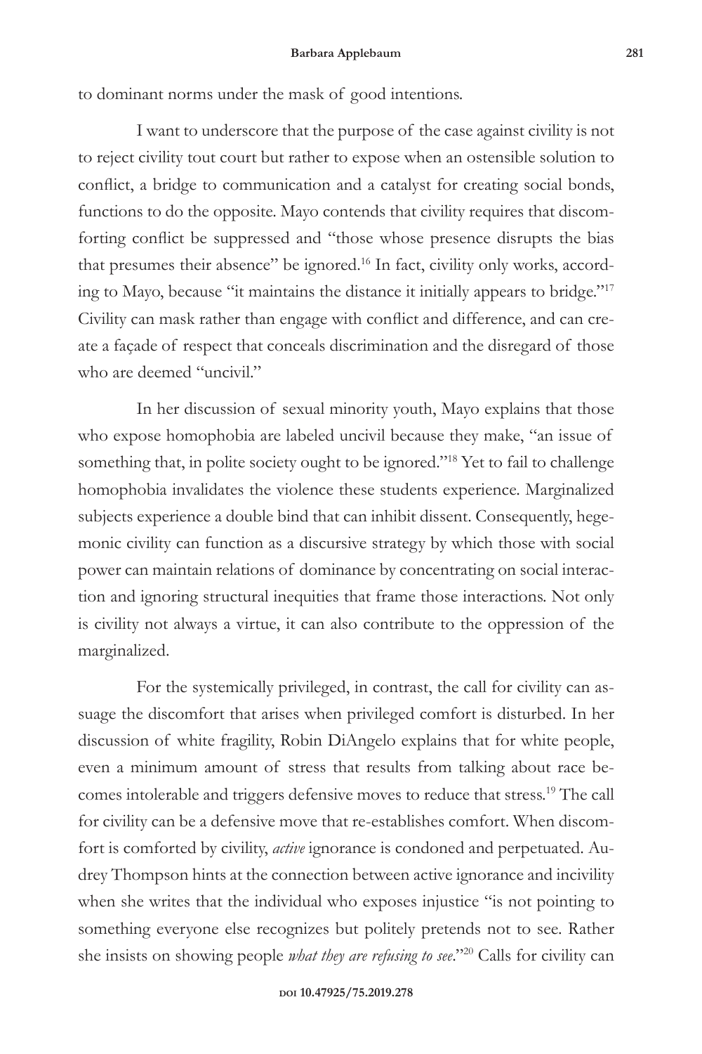to dominant norms under the mask of good intentions.

I want to underscore that the purpose of the case against civility is not to reject civility tout court but rather to expose when an ostensible solution to conflict, a bridge to communication and a catalyst for creating social bonds, functions to do the opposite. Mayo contends that civility requires that discomforting conflict be suppressed and "those whose presence disrupts the bias that presumes their absence" be ignored.[16] In fact, civility only works, according to Mayo, because "it maintains the distance it initially appears to bridge."[17] Civility can mask rather than engage with conflict and difference, and can create a façade of respect that conceals discrimination and the disregard of those who are deemed "uncivil."

In her discussion of sexual minority youth, Mayo explains that those who expose homophobia are labeled uncivil because they make, "an issue of something that, in polite society ought to be ignored."[18] Yet to fail to challenge homophobia invalidates the violence these students experience. Marginalized subjects experience a double bind that can inhibit dissent. Consequently, hegemonic civility can function as a discursive strategy by which those with social power can maintain relations of dominance by concentrating on social interaction and ignoring structural inequities that frame those interactions. Not only is civility not always a virtue, it can also contribute to the oppression of the marginalized.

For the systemically privileged, in contrast, the call for civility can assuage the discomfort that arises when privileged comfort is disturbed. In her discussion of white fragility, Robin DiAngelo explains that for white people, even a minimum amount of stress that results from talking about race becomes intolerable and triggers defensive moves to reduce that stress.[19] The call for civility can be a defensive move that re-establishes comfort. When discomfort is comforted by civility, *active* ignorance is condoned and perpetuated. Audrey Thompson hints at the connection between active ignorance and incivility when she writes that the individual who exposes injustice "is not pointing to something everyone else recognizes but politely pretends not to see. Rather she insists on showing people *what they are refusing to see*."[20] Calls for civility can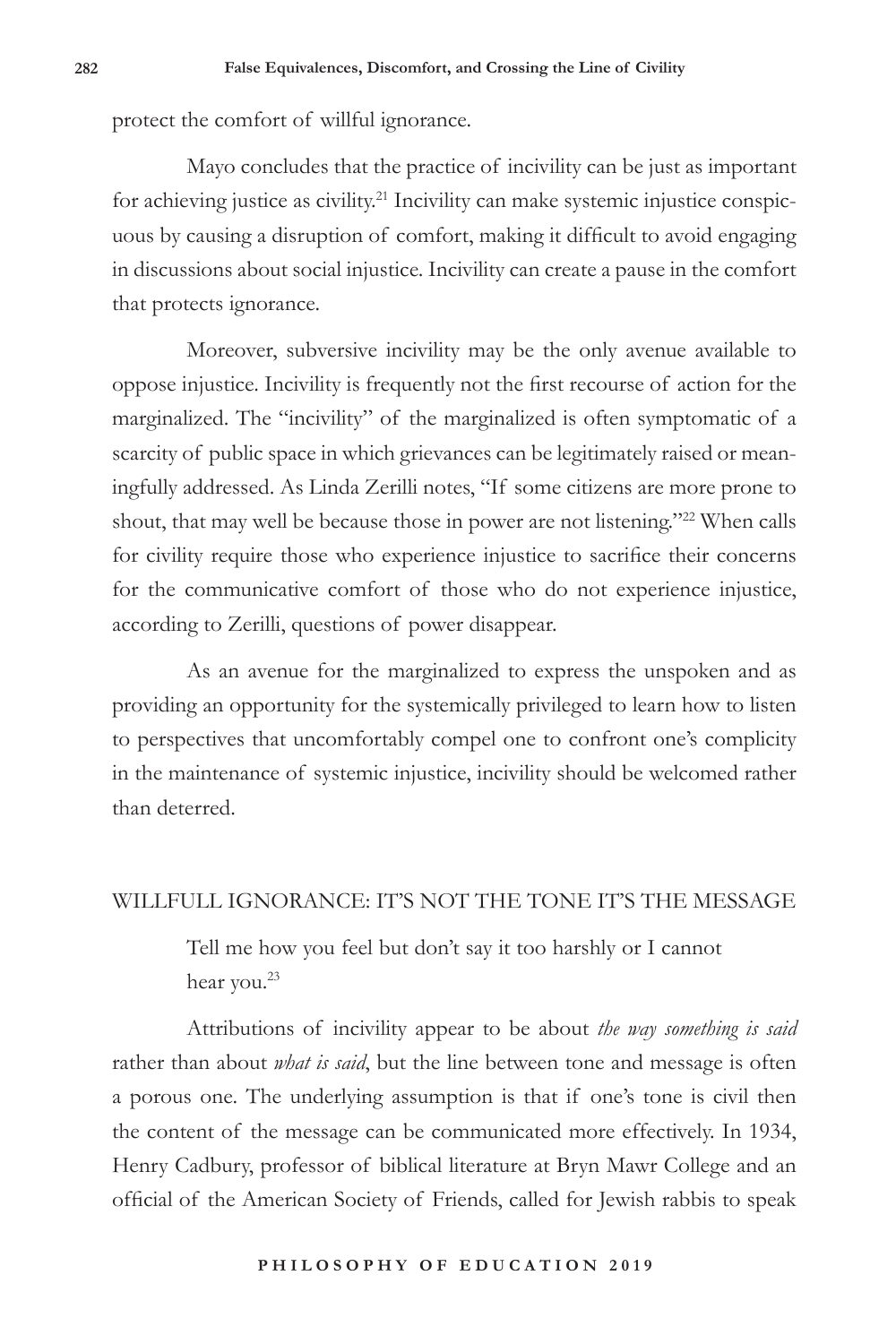protect the comfort of willful ignorance.

Mayo concludes that the practice of incivility can be just as important for achieving justice as civility.[21] Incivility can make systemic injustice conspicuous by causing a disruption of comfort, making it difficult to avoid engaging in discussions about social injustice. Incivility can create a pause in the comfort that protects ignorance.

Moreover, subversive incivility may be the only avenue available to oppose injustice. Incivility is frequently not the first recourse of action for the marginalized. The "incivility" of the marginalized is often symptomatic of a scarcity of public space in which grievances can be legitimately raised or meaningfully addressed. As Linda Zerilli notes, "If some citizens are more prone to shout, that may well be because those in power are not listening."[22] When calls for civility require those who experience injustice to sacrifice their concerns for the communicative comfort of those who do not experience injustice, according to Zerilli, questions of power disappear.

As an avenue for the marginalized to express the unspoken and as providing an opportunity for the systemically privileged to learn how to listen to perspectives that uncomfortably compel one to confront one's complicity in the maintenance of systemic injustice, incivility should be welcomed rather than deterred.

## WILLFULL IGNORANCE: IT'S NOT THE TONE IT'S THE MESSAGE

> Tell me how you feel but don't say it too harshly or I cannot hear you.[23]

Attributions of incivility appear to be about *the way something is said* rather than about *what is said*, but the line between tone and message is often a porous one. The underlying assumption is that if one's tone is civil then the content of the message can be communicated more effectively. In 1934, Henry Cadbury, professor of biblical literature at Bryn Mawr College and an official of the American Society of Friends, called for Jewish rabbis to speak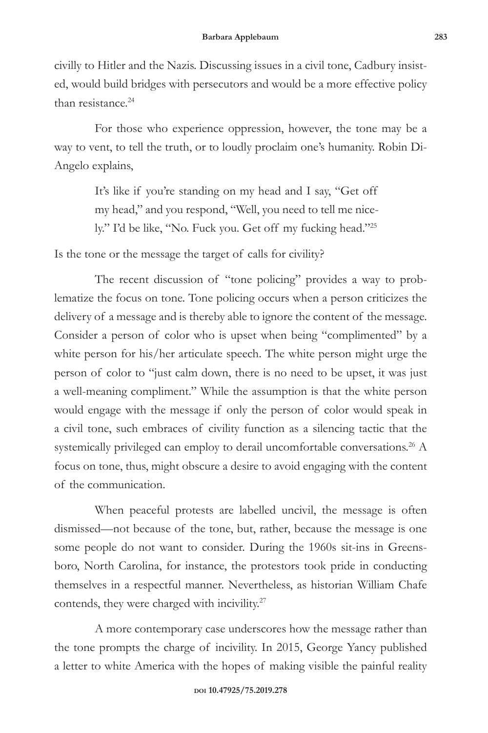civilly to Hitler and the Nazis. Discussing issues in a civil tone, Cadbury insisted, would build bridges with persecutors and would be a more effective policy than resistance.[24]

For those who experience oppression, however, the tone may be a way to vent, to tell the truth, or to loudly proclaim one's humanity. Robin DiAngelo explains,

> It's like if you're standing on my head and I say, "Get off my head," and you respond, "Well, you need to tell me nicely." I'd be like, "No. Fuck you. Get off my fucking head."[25]

Is the tone or the message the target of calls for civility?

The recent discussion of "tone policing" provides a way to problematize the focus on tone. Tone policing occurs when a person criticizes the delivery of a message and is thereby able to ignore the content of the message. Consider a person of color who is upset when being "complimented" by a white person for his/her articulate speech. The white person might urge the person of color to "just calm down, there is no need to be upset, it was just a well-meaning compliment." While the assumption is that the white person would engage with the message if only the person of color would speak in a civil tone, such embraces of civility function as a silencing tactic that the systemically privileged can employ to derail uncomfortable conversations.[26] A focus on tone, thus, might obscure a desire to avoid engaging with the content of the communication.

When peaceful protests are labelled uncivil, the message is often dismissed—not because of the tone, but, rather, because the message is one some people do not want to consider. During the 1960s sit-ins in Greensboro, North Carolina, for instance, the protestors took pride in conducting themselves in a respectful manner. Nevertheless, as historian William Chafe contends, they were charged with incivility.[27]

A more contemporary case underscores how the message rather than the tone prompts the charge of incivility. In 2015, George Yancy published a letter to white America with the hopes of making visible the painful reality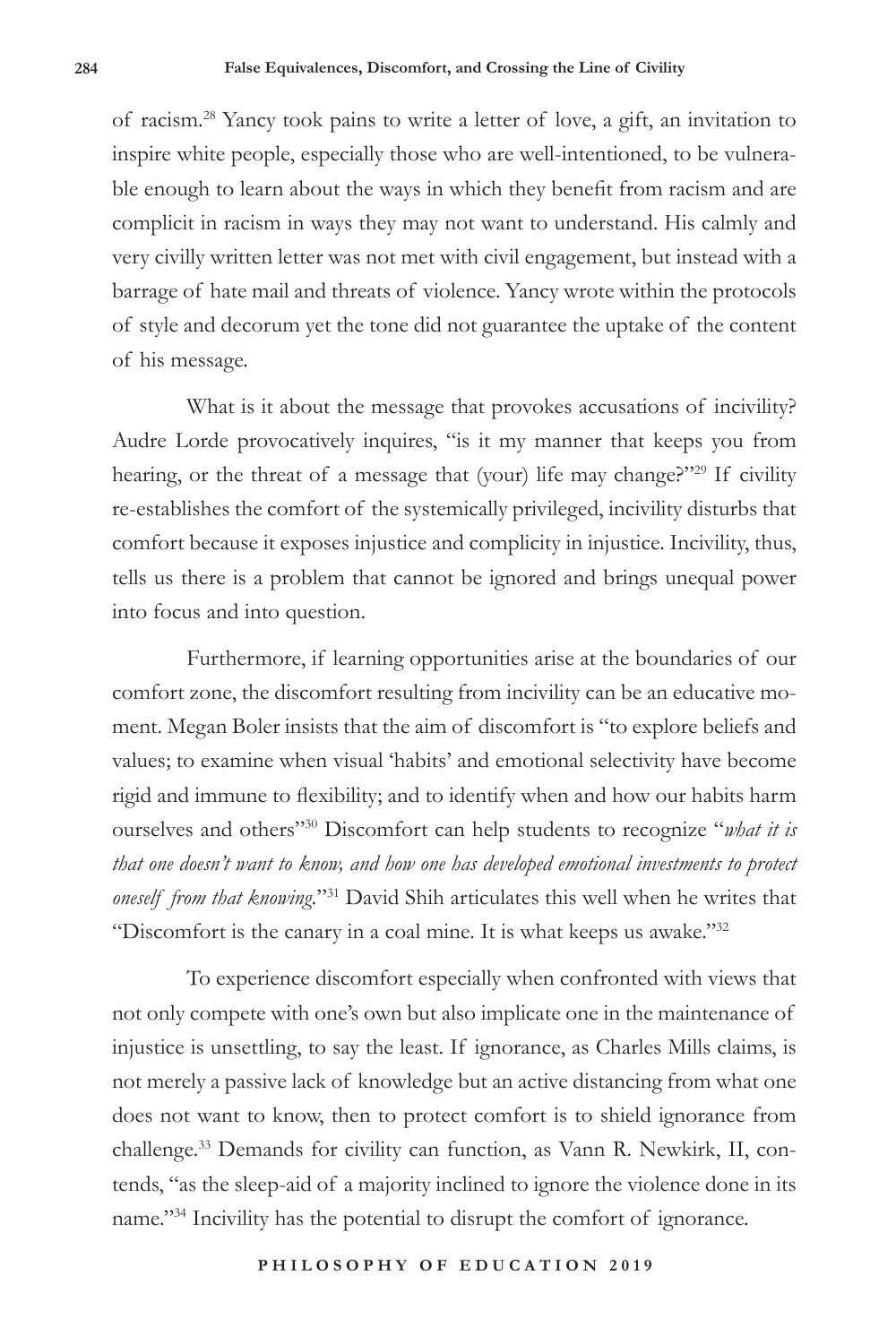of racism.[28] Yancy took pains to write a letter of love, a gift, an invitation to inspire white people, especially those who are well-intentioned, to be vulnerable enough to learn about the ways in which they benefit from racism and are complicit in racism in ways they may not want to understand. His calmly and very civilly written letter was not met with civil engagement, but instead with a barrage of hate mail and threats of violence. Yancy wrote within the protocols of style and decorum yet the tone did not guarantee the uptake of the content of his message.

What is it about the message that provokes accusations of incivility? Audre Lorde provocatively inquires, "is it my manner that keeps you from hearing, or the threat of a message that (your) life may change?"[29] If civility re-establishes the comfort of the systemically privileged, incivility disturbs that comfort because it exposes injustice and complicity in injustice. Incivility, thus, tells us there is a problem that cannot be ignored and brings unequal power into focus and into question.

Furthermore, if learning opportunities arise at the boundaries of our comfort zone, the discomfort resulting from incivility can be an educative moment. Megan Boler insists that the aim of discomfort is "to explore beliefs and values; to examine when visual 'habits' and emotional selectivity have become rigid and immune to flexibility; and to identify when and how our habits harm ourselves and others"[30] Discomfort can help students to recognize "*what it is that one doesn't want to know, and how one has developed emotional investments to protect oneself from that knowing*."[31] David Shih articulates this well when he writes that "Discomfort is the canary in a coal mine. It is what keeps us awake."[32]

To experience discomfort especially when confronted with views that not only compete with one's own but also implicate one in the maintenance of injustice is unsettling, to say the least. If ignorance, as Charles Mills claims, is not merely a passive lack of knowledge but an active distancing from what one does not want to know, then to protect comfort is to shield ignorance from challenge.[33] Demands for civility can function, as Vann R. Newkirk, II, contends, "as the sleep-aid of a majority inclined to ignore the violence done in its name."[34] Incivility has the potential to disrupt the comfort of ignorance.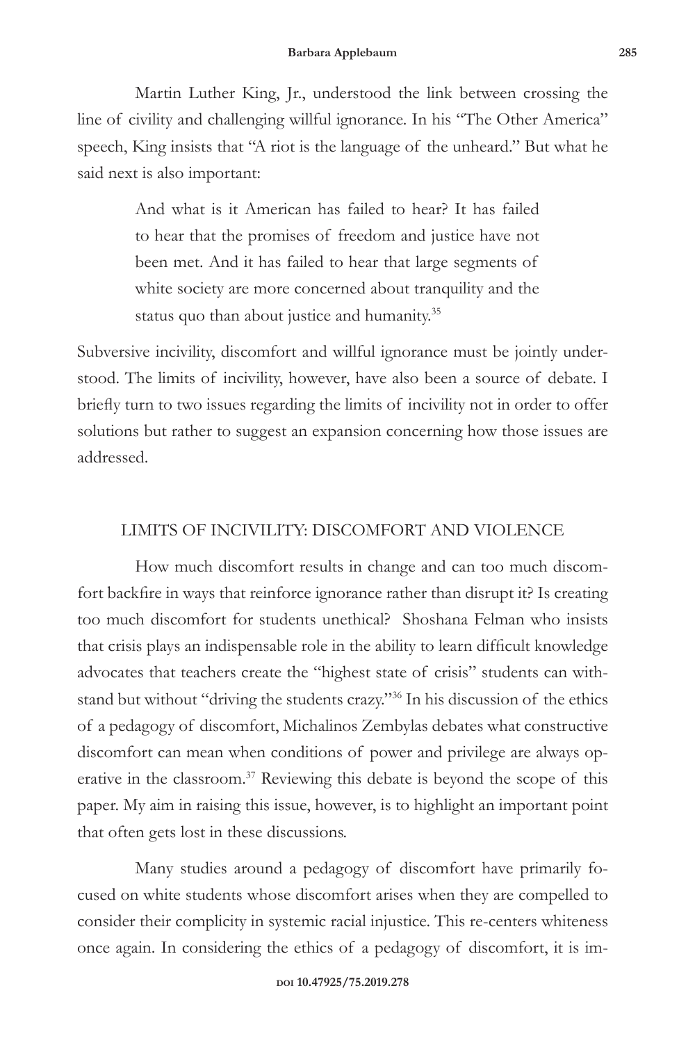Martin Luther King, Jr., understood the link between crossing the line of civility and challenging willful ignorance. In his "The Other America" speech, King insists that "A riot is the language of the unheard." But what he said next is also important:

> And what is it American has failed to hear? It has failed to hear that the promises of freedom and justice have not been met. And it has failed to hear that large segments of white society are more concerned about tranquility and the status quo than about justice and humanity.[35]

Subversive incivility, discomfort and willful ignorance must be jointly understood. The limits of incivility, however, have also been a source of debate. I briefly turn to two issues regarding the limits of incivility not in order to offer solutions but rather to suggest an expansion concerning how those issues are addressed.

## LIMITS OF INCIVILITY: DISCOMFORT AND VIOLENCE

How much discomfort results in change and can too much discomfort backfire in ways that reinforce ignorance rather than disrupt it? Is creating too much discomfort for students unethical? Shoshana Felman who insists that crisis plays an indispensable role in the ability to learn difficult knowledge advocates that teachers create the "highest state of crisis" students can withstand but without "driving the students crazy."[36] In his discussion of the ethics of a pedagogy of discomfort, Michalinos Zembylas debates what constructive discomfort can mean when conditions of power and privilege are always operative in the classroom.[37] Reviewing this debate is beyond the scope of this paper. My aim in raising this issue, however, is to highlight an important point that often gets lost in these discussions.

Many studies around a pedagogy of discomfort have primarily focused on white students whose discomfort arises when they are compelled to consider their complicity in systemic racial injustice. This re-centers whiteness once again. In considering the ethics of a pedagogy of discomfort, it is im-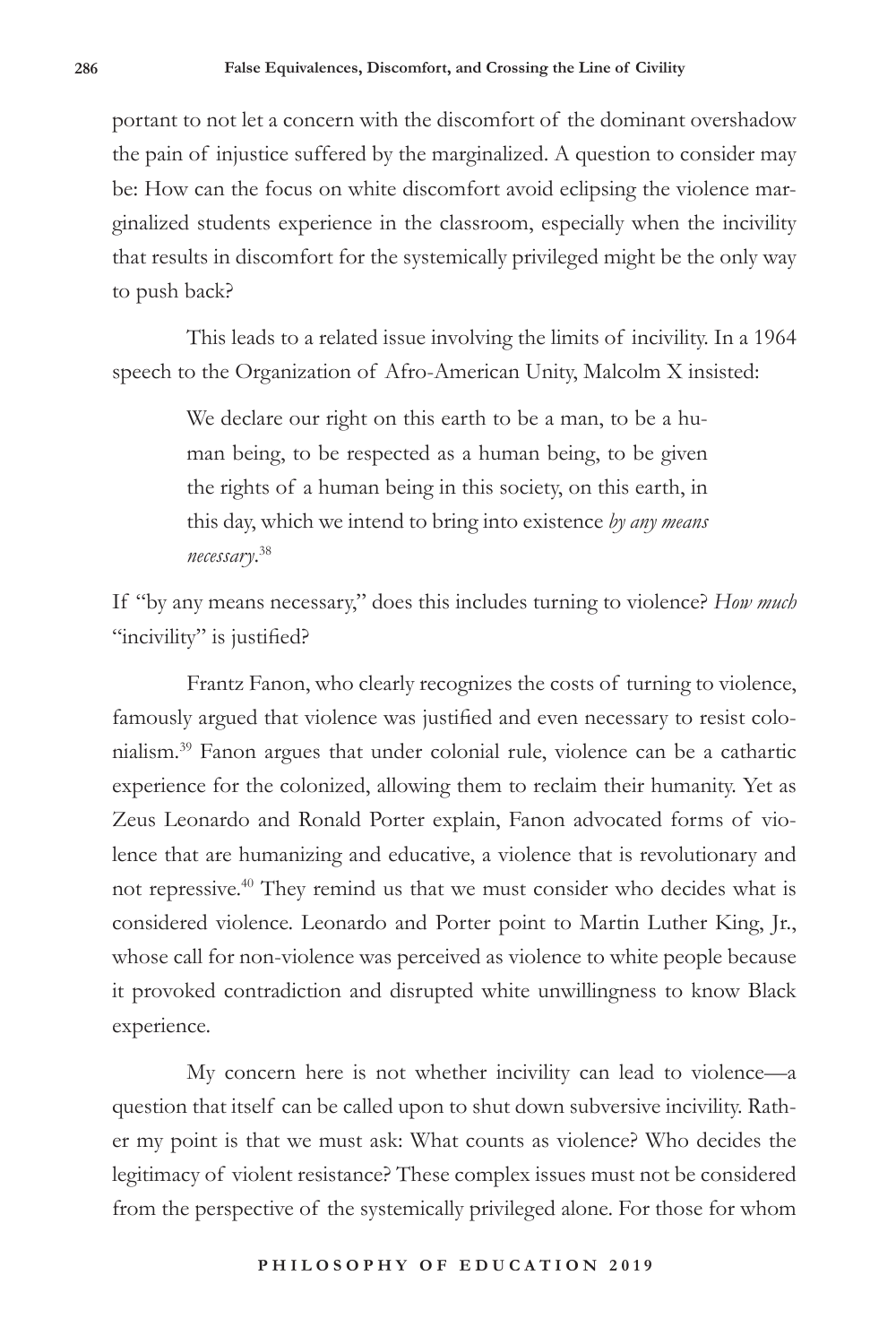portant to not let a concern with the discomfort of the dominant overshadow the pain of injustice suffered by the marginalized. A question to consider may be: How can the focus on white discomfort avoid eclipsing the violence marginalized students experience in the classroom, especially when the incivility that results in discomfort for the systemically privileged might be the only way to push back?

This leads to a related issue involving the limits of incivility. In a 1964 speech to the Organization of Afro-American Unity, Malcolm X insisted:

> We declare our right on this earth to be a man, to be a human being, to be respected as a human being, to be given the rights of a human being in this society, on this earth, in this day, which we intend to bring into existence *by any means necessary*.[38]

If "by any means necessary," does this includes turning to violence? *How much* "incivility" is justified?

Frantz Fanon, who clearly recognizes the costs of turning to violence, famously argued that violence was justified and even necessary to resist colonialism.[39] Fanon argues that under colonial rule, violence can be a cathartic experience for the colonized, allowing them to reclaim their humanity. Yet as Zeus Leonardo and Ronald Porter explain, Fanon advocated forms of violence that are humanizing and educative, a violence that is revolutionary and not repressive.[40] They remind us that we must consider who decides what is considered violence. Leonardo and Porter point to Martin Luther King, Jr., whose call for non-violence was perceived as violence to white people because it provoked contradiction and disrupted white unwillingness to know Black experience.

My concern here is not whether incivility can lead to violence—a question that itself can be called upon to shut down subversive incivility. Rather my point is that we must ask: What counts as violence? Who decides the legitimacy of violent resistance? These complex issues must not be considered from the perspective of the systemically privileged alone. For those for whom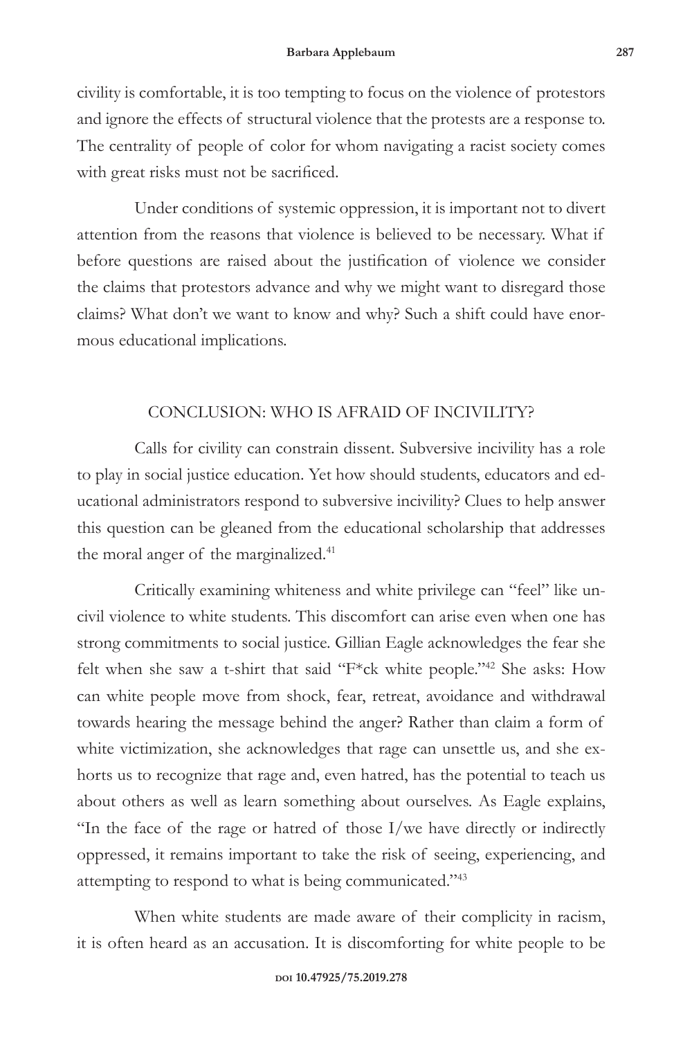civility is comfortable, it is too tempting to focus on the violence of protestors and ignore the effects of structural violence that the protests are a response to. The centrality of people of color for whom navigating a racist society comes with great risks must not be sacrificed.

Under conditions of systemic oppression, it is important not to divert attention from the reasons that violence is believed to be necessary. What if before questions are raised about the justification of violence we consider the claims that protestors advance and why we might want to disregard those claims? What don't we want to know and why? Such a shift could have enormous educational implications.

## CONCLUSION: WHO IS AFRAID OF INCIVILITY?

Calls for civility can constrain dissent. Subversive incivility has a role to play in social justice education. Yet how should students, educators and educational administrators respond to subversive incivility? Clues to help answer this question can be gleaned from the educational scholarship that addresses the moral anger of the marginalized.[41]

Critically examining whiteness and white privilege can "feel" like uncivil violence to white students. This discomfort can arise even when one has strong commitments to social justice. Gillian Eagle acknowledges the fear she felt when she saw a t-shirt that said "F*ck white people."[42] She asks: How can white people move from shock, fear, retreat, avoidance and withdrawal towards hearing the message behind the anger? Rather than claim a form of white victimization, she acknowledges that rage can unsettle us, and she exhorts us to recognize that rage and, even hatred, has the potential to teach us about others as well as learn something about ourselves. As Eagle explains, "In the face of the rage or hatred of those I/we have directly or indirectly oppressed, it remains important to take the risk of seeing, experiencing, and attempting to respond to what is being communicated."[43]

When white students are made aware of their complicity in racism, it is often heard as an accusation. It is discomforting for white people to be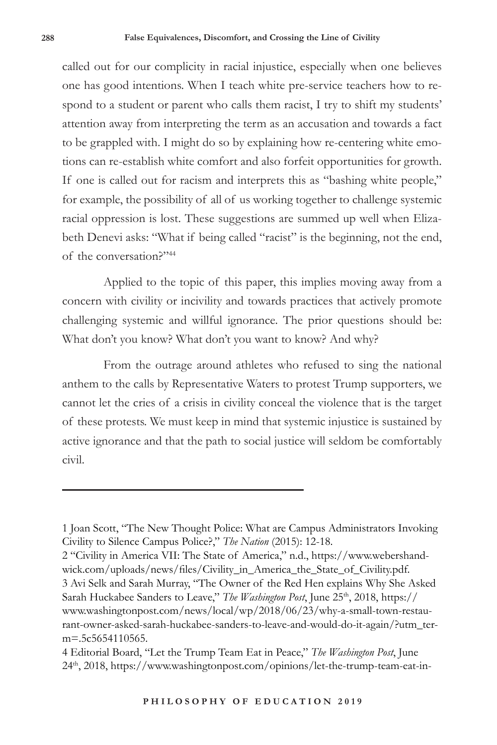called out for our complicity in racial injustice, especially when one believes one has good intentions. When I teach white pre-service teachers how to respond to a student or parent who calls them racist, I try to shift my students' attention away from interpreting the term as an accusation and towards a fact to be grappled with. I might do so by explaining how re-centering white emotions can re-establish white comfort and also forfeit opportunities for growth. If one is called out for racism and interprets this as "bashing white people," for example, the possibility of all of us working together to challenge systemic racial oppression is lost. These suggestions are summed up well when Elizabeth Denevi asks: "What if being called "racist" is the beginning, not the end, of the conversation?"[44]

Applied to the topic of this paper, this implies moving away from a concern with civility or incivility and towards practices that actively promote challenging systemic and willful ignorance. The prior questions should be: What don't you know? What don't you want to know? And why?

From the outrage around athletes who refused to sing the national anthem to the calls by Representative Waters to protest Trump supporters, we cannot let the cries of a crisis in civility conceal the violence that is the target of these protests. We must keep in mind that systemic injustice is sustained by active ignorance and that the path to social justice will seldom be comfortably civil.

---

1 Joan Scott, "The New Thought Police: What are Campus Administrators Invoking Civility to Silence Campus Police?," *The Nation* (2015): 12-18.

2 "Civility in America VII: The State of America," n.d., https://www.webershandwick.com/uploads/news/files/Civility_in_America_the_State_of_Civility.pdf.

3 Avi Selk and Sarah Murray, "The Owner of the Red Hen explains Why She Asked Sarah Huckabee Sanders to Leave," *The Washington Post*, June 25th, 2018, https://www.washingtonpost.com/news/local/wp/2018/06/23/why-a-small-town-restaurant-owner-asked-sarah-huckabee-sanders-to-leave-and-would-do-it-again/?utm_term=.5c5654110565.

4 Editorial Board, "Let the Trump Team Eat in Peace," *The Washington Post*, June 24th, 2018, https://www.washingtonpost.com/opinions/let-the-trump-team-eat-in-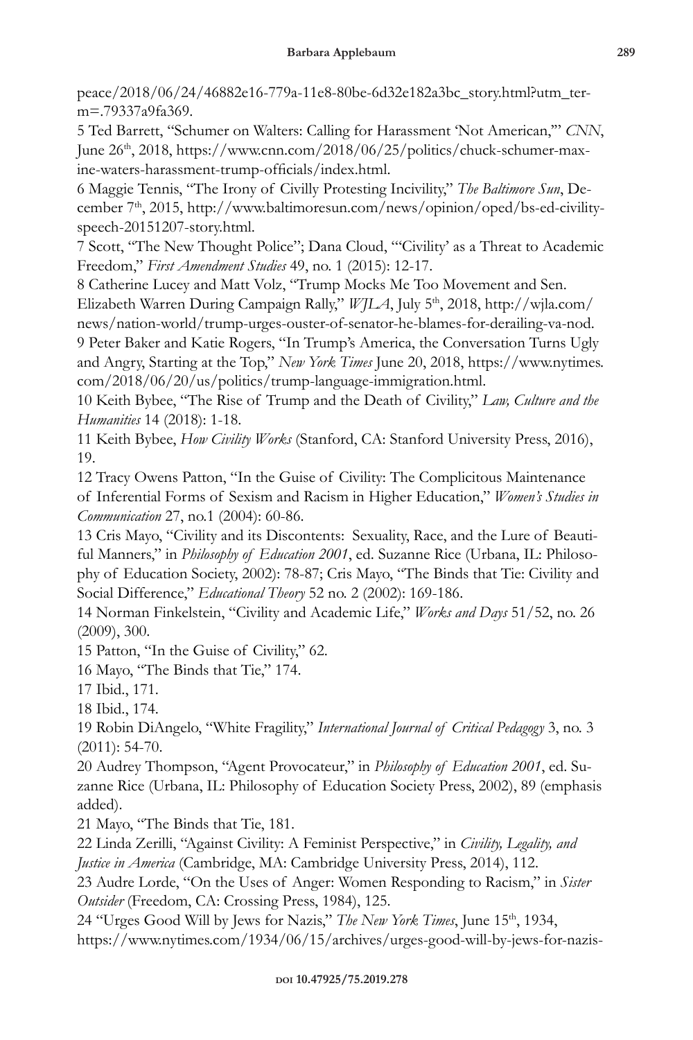peace/2018/06/24/46882e16-779a-11e8-80be-6d32e182a3bc_story.html?utm_term=.79337a9fa369.

5 Ted Barrett, "Schumer on Walters: Calling for Harassment 'Not American,'" *CNN*, June 26th, 2018, https://www.cnn.com/2018/06/25/politics/chuck-schumer-maxine-waters-harassment-trump-officials/index.html.

6 Maggie Tennis, "The Irony of Civilly Protesting Incivility," *The Baltimore Sun*, December 7th, 2015, http://www.baltimoresun.com/news/opinion/oped/bs-ed-civility-speech-20151207-story.html.

7 Scott, "The New Thought Police"; Dana Cloud, "'Civility' as a Threat to Academic Freedom," *First Amendment Studies* 49, no. 1 (2015): 12-17.

8 Catherine Lucey and Matt Volz, "Trump Mocks Me Too Movement and Sen. Elizabeth Warren During Campaign Rally," *WJLA*, July 5th, 2018, http://wjla.com/news/nation-world/trump-urges-ouster-of-senator-he-blames-for-derailing-va-nod.

9 Peter Baker and Katie Rogers, "In Trump's America, the Conversation Turns Ugly and Angry, Starting at the Top," *New York Times* June 20, 2018, https://www.nytimes.com/2018/06/20/us/politics/trump-language-immigration.html.

10 Keith Bybee, "The Rise of Trump and the Death of Civility," *Law, Culture and the Humanities* 14 (2018): 1-18.

11 Keith Bybee, *How Civility Works* (Stanford, CA: Stanford University Press, 2016), 19.

12 Tracy Owens Patton, "In the Guise of Civility: The Complicitous Maintenance of Inferential Forms of Sexism and Racism in Higher Education," *Women's Studies in Communication* 27, no.1 (2004): 60-86.

13 Cris Mayo, "Civility and its Discontents: Sexuality, Race, and the Lure of Beautiful Manners," in *Philosophy of Education 2001*, ed. Suzanne Rice (Urbana, IL: Philosophy of Education Society, 2002): 78-87; Cris Mayo, "The Binds that Tie: Civility and Social Difference," *Educational Theory* 52 no. 2 (2002): 169-186.

14 Norman Finkelstein, "Civility and Academic Life," *Works and Days* 51/52, no. 26 (2009), 300.

15 Patton, "In the Guise of Civility," 62.

16 Mayo, "The Binds that Tie," 174.

17 Ibid., 171.

18 Ibid., 174.

19 Robin DiAngelo, "White Fragility," *International Journal of Critical Pedagogy* 3, no. 3 (2011): 54-70.

20 Audrey Thompson, "Agent Provocateur," in *Philosophy of Education 2001*, ed. Suzanne Rice (Urbana, IL: Philosophy of Education Society Press, 2002), 89 (emphasis added).

21 Mayo, "The Binds that Tie, 181.

22 Linda Zerilli, "Against Civility: A Feminist Perspective," in *Civility, Legality, and Justice in America* (Cambridge, MA: Cambridge University Press, 2014), 112.

23 Audre Lorde, "On the Uses of Anger: Women Responding to Racism," in *Sister Outsider* (Freedom, CA: Crossing Press, 1984), 125.

24 "Urges Good Will by Jews for Nazis," *The New York Times*, June 15th, 1934, https://www.nytimes.com/1934/06/15/archives/urges-good-will-by-jews-for-nazis-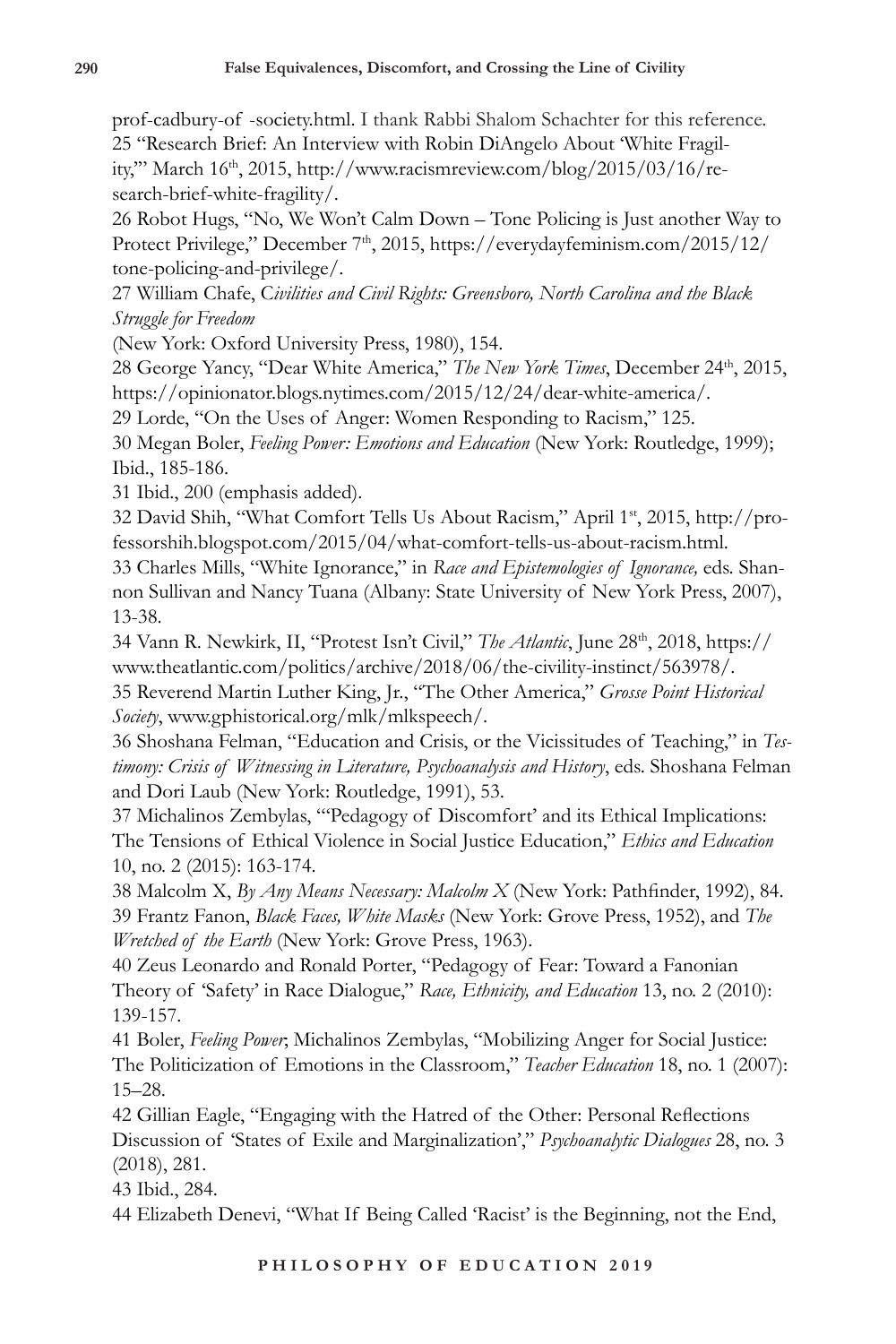prof-cadbury-of -society.html. I thank Rabbi Shalom Schachter for this reference.

25 "Research Brief: An Interview with Robin DiAngelo About 'White Fragility,'" March 16th, 2015, http://www.racismreview.com/blog/2015/03/16/research-brief-white-fragility/.

26 Robot Hugs, "No, We Won't Calm Down – Tone Policing is Just another Way to Protect Privilege," December 7th, 2015, https://everydayfeminism.com/2015/12/tone-policing-and-privilege/.

27 William Chafe, *Civilities and Civil Rights: Greensboro, North Carolina and the Black Struggle for Freedom* (New York: Oxford University Press, 1980), 154.

28 George Yancy, "Dear White America," *The New York Times*, December 24th, 2015, https://opinionator.blogs.nytimes.com/2015/12/24/dear-white-america/.

29 Lorde, "On the Uses of Anger: Women Responding to Racism," 125.

30 Megan Boler, *Feeling Power: Emotions and Education* (New York: Routledge, 1999); Ibid., 185-186.

31 Ibid., 200 (emphasis added).

32 David Shih, "What Comfort Tells Us About Racism," April 1st, 2015, http://professorshih.blogspot.com/2015/04/what-comfort-tells-us-about-racism.html.

33 Charles Mills, "White Ignorance," in *Race and Epistemologies of Ignorance,* eds. Shannon Sullivan and Nancy Tuana (Albany: State University of New York Press, 2007), 13-38.

34 Vann R. Newkirk, II, "Protest Isn't Civil," *The Atlantic*, June 28th, 2018, https://www.theatlantic.com/politics/archive/2018/06/the-civility-instinct/563978/.

35 Reverend Martin Luther King, Jr., "The Other America," *Grosse Point Historical Society*, www.gphistorical.org/mlk/mlkspeech/.

36 Shoshana Felman, "Education and Crisis, or the Vicissitudes of Teaching," in *Testimony: Crisis of Witnessing in Literature, Psychoanalysis and History*, eds. Shoshana Felman and Dori Laub (New York: Routledge, 1991), 53.

37 Michalinos Zembylas, "'Pedagogy of Discomfort' and its Ethical Implications: The Tensions of Ethical Violence in Social Justice Education," *Ethics and Education* 10, no. 2 (2015): 163-174.

38 Malcolm X, *By Any Means Necessary: Malcolm X* (New York: Pathfinder, 1992), 84.

39 Frantz Fanon, *Black Faces, White Masks* (New York: Grove Press, 1952), and *The Wretched of the Earth* (New York: Grove Press, 1963).

40 Zeus Leonardo and Ronald Porter, "Pedagogy of Fear: Toward a Fanonian Theory of 'Safety' in Race Dialogue," *Race, Ethnicity, and Education* 13, no. 2 (2010): 139-157.

41 Boler, *Feeling Power*; Michalinos Zembylas, "Mobilizing Anger for Social Justice: The Politicization of Emotions in the Classroom," *Teacher Education* 18, no. 1 (2007): 15–28.

42 Gillian Eagle, "Engaging with the Hatred of the Other: Personal Reflections Discussion of 'States of Exile and Marginalization'," *Psychoanalytic Dialogues* 28, no. 3 (2018), 281.

43 Ibid., 284.

44 Elizabeth Denevi, "What If Being Called 'Racist' is the Beginning, not the End,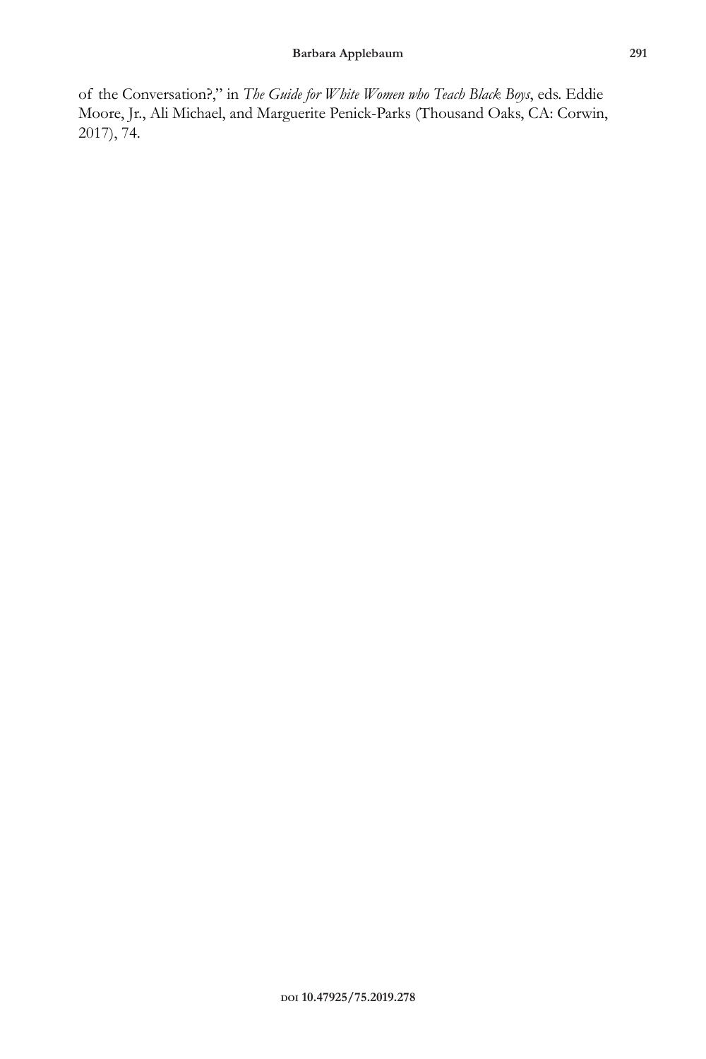of the Conversation?," in *The Guide for White Women who Teach Black Boys*, eds. Eddie Moore, Jr., Ali Michael, and Marguerite Penick-Parks (Thousand Oaks, CA: Corwin, 2017), 74.